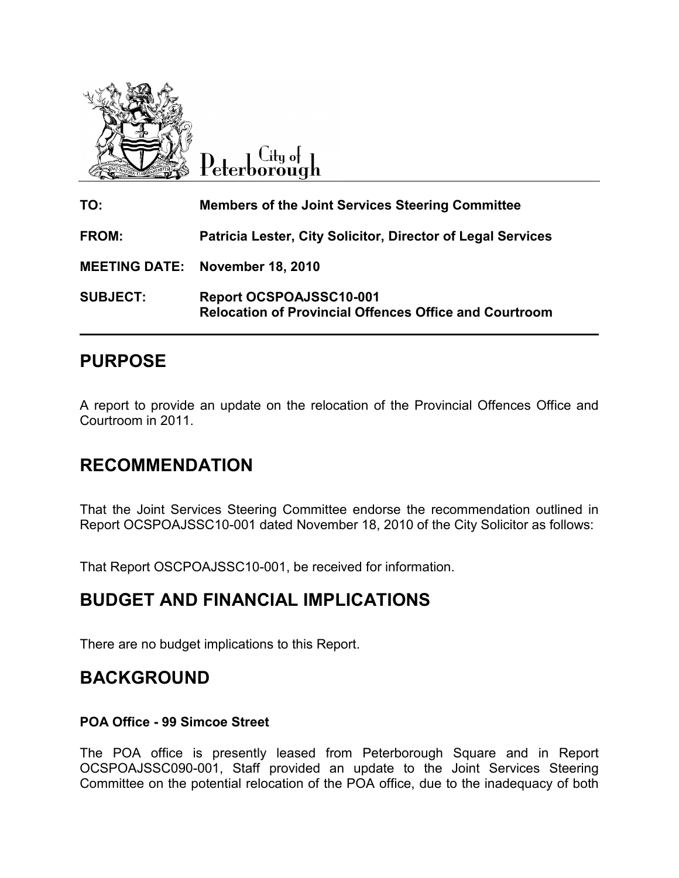City of Peterborough

| | |
|---|---|
| **TO:** | **Members of the Joint Services Steering Committee** |
| **FROM:** | **Patricia Lester, City Solicitor, Director of Legal Services** |
| **MEETING DATE:** | **November 18, 2010** |
| **SUBJECT:** | **Report OCSPOAJSSC10-001**<br>**Relocation of Provincial Offences Office and Courtroom** |

## PURPOSE

A report to provide an update on the relocation of the Provincial Offences Office and Courtroom in 2011.

## RECOMMENDATION

That the Joint Services Steering Committee endorse the recommendation outlined in Report OCSPOAJSSC10-001 dated November 18, 2010 of the City Solicitor as follows:

That Report OSCPOAJSSC10-001, be received for information.

## BUDGET AND FINANCIAL IMPLICATIONS

There are no budget implications to this Report.

## BACKGROUND

### POA Office - 99 Simcoe Street

The POA office is presently leased from Peterborough Square and in Report OCSPOAJSSC090-001, Staff provided an update to the Joint Services Steering Committee on the potential relocation of the POA office, due to the inadequacy of both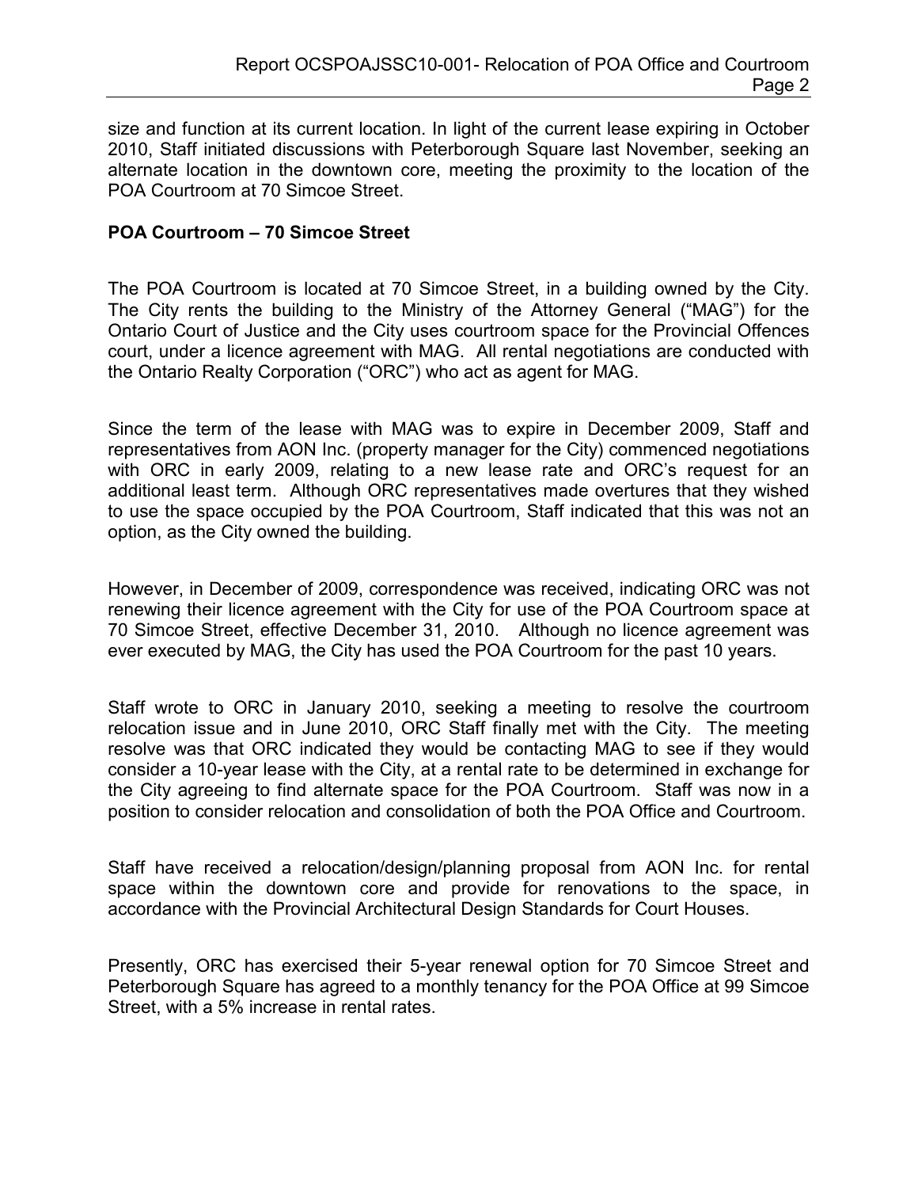size and function at its current location. In light of the current lease expiring in October 2010, Staff initiated discussions with Peterborough Square last November, seeking an alternate location in the downtown core, meeting the proximity to the location of the POA Courtroom at 70 Simcoe Street.

**POA Courtroom – 70 Simcoe Street**

The POA Courtroom is located at 70 Simcoe Street, in a building owned by the City. The City rents the building to the Ministry of the Attorney General ("MAG") for the Ontario Court of Justice and the City uses courtroom space for the Provincial Offences court, under a licence agreement with MAG. All rental negotiations are conducted with the Ontario Realty Corporation ("ORC") who act as agent for MAG.

Since the term of the lease with MAG was to expire in December 2009, Staff and representatives from AON Inc. (property manager for the City) commenced negotiations with ORC in early 2009, relating to a new lease rate and ORC's request for an additional least term. Although ORC representatives made overtures that they wished to use the space occupied by the POA Courtroom, Staff indicated that this was not an option, as the City owned the building.

However, in December of 2009, correspondence was received, indicating ORC was not renewing their licence agreement with the City for use of the POA Courtroom space at 70 Simcoe Street, effective December 31, 2010. Although no licence agreement was ever executed by MAG, the City has used the POA Courtroom for the past 10 years.

Staff wrote to ORC in January 2010, seeking a meeting to resolve the courtroom relocation issue and in June 2010, ORC Staff finally met with the City. The meeting resolve was that ORC indicated they would be contacting MAG to see if they would consider a 10-year lease with the City, at a rental rate to be determined in exchange for the City agreeing to find alternate space for the POA Courtroom. Staff was now in a position to consider relocation and consolidation of both the POA Office and Courtroom.

Staff have received a relocation/design/planning proposal from AON Inc. for rental space within the downtown core and provide for renovations to the space, in accordance with the Provincial Architectural Design Standards for Court Houses.

Presently, ORC has exercised their 5-year renewal option for 70 Simcoe Street and Peterborough Square has agreed to a monthly tenancy for the POA Office at 99 Simcoe Street, with a 5% increase in rental rates.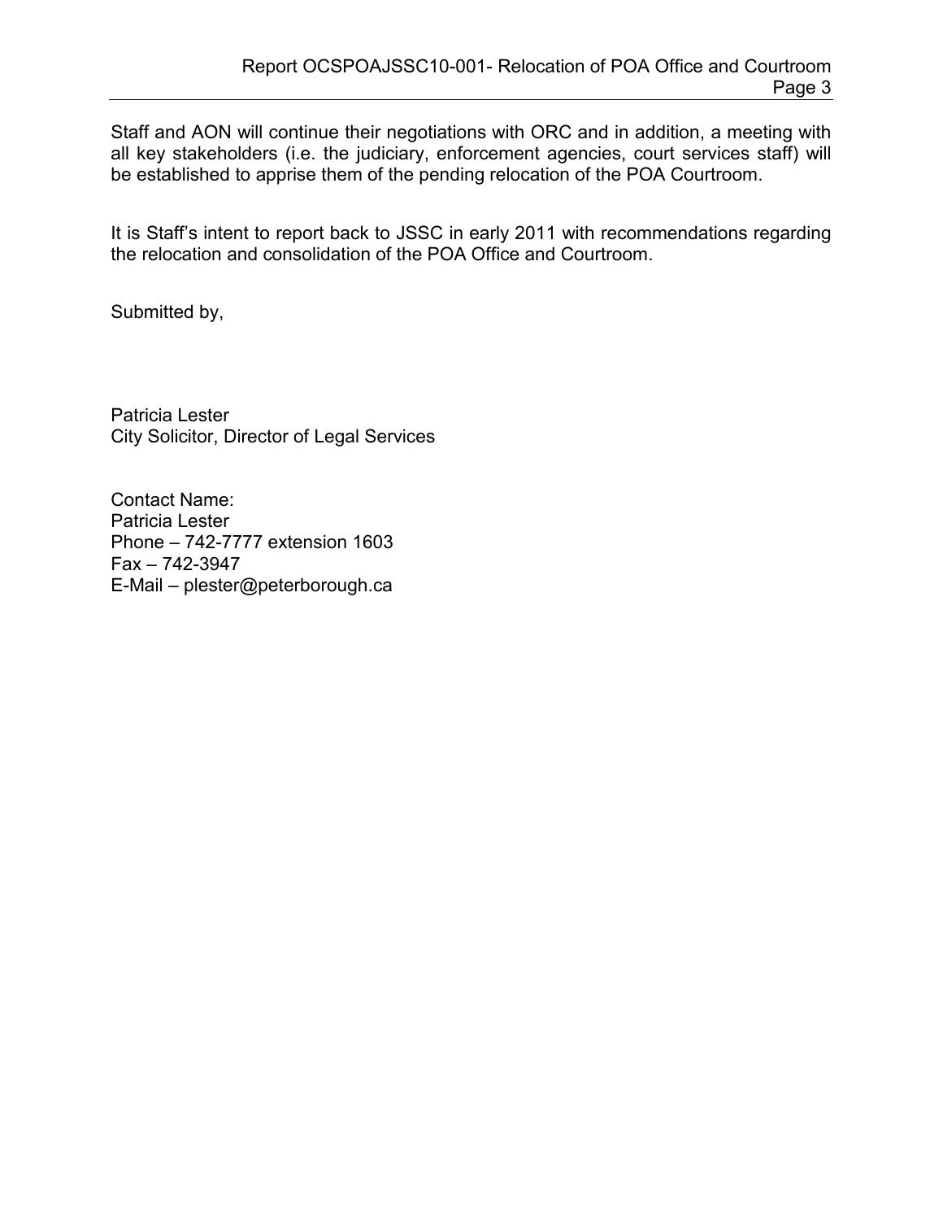Staff and AON will continue their negotiations with ORC and in addition, a meeting with all key stakeholders (i.e. the judiciary, enforcement agencies, court services staff) will be established to apprise them of the pending relocation of the POA Courtroom.

It is Staff's intent to report back to JSSC in early 2011 with recommendations regarding the relocation and consolidation of the POA Office and Courtroom.

Submitted by,

Patricia Lester
City Solicitor, Director of Legal Services

Contact Name:
Patricia Lester
Phone – 742-7777 extension 1603
Fax – 742-3947
E-Mail – plester@peterborough.ca